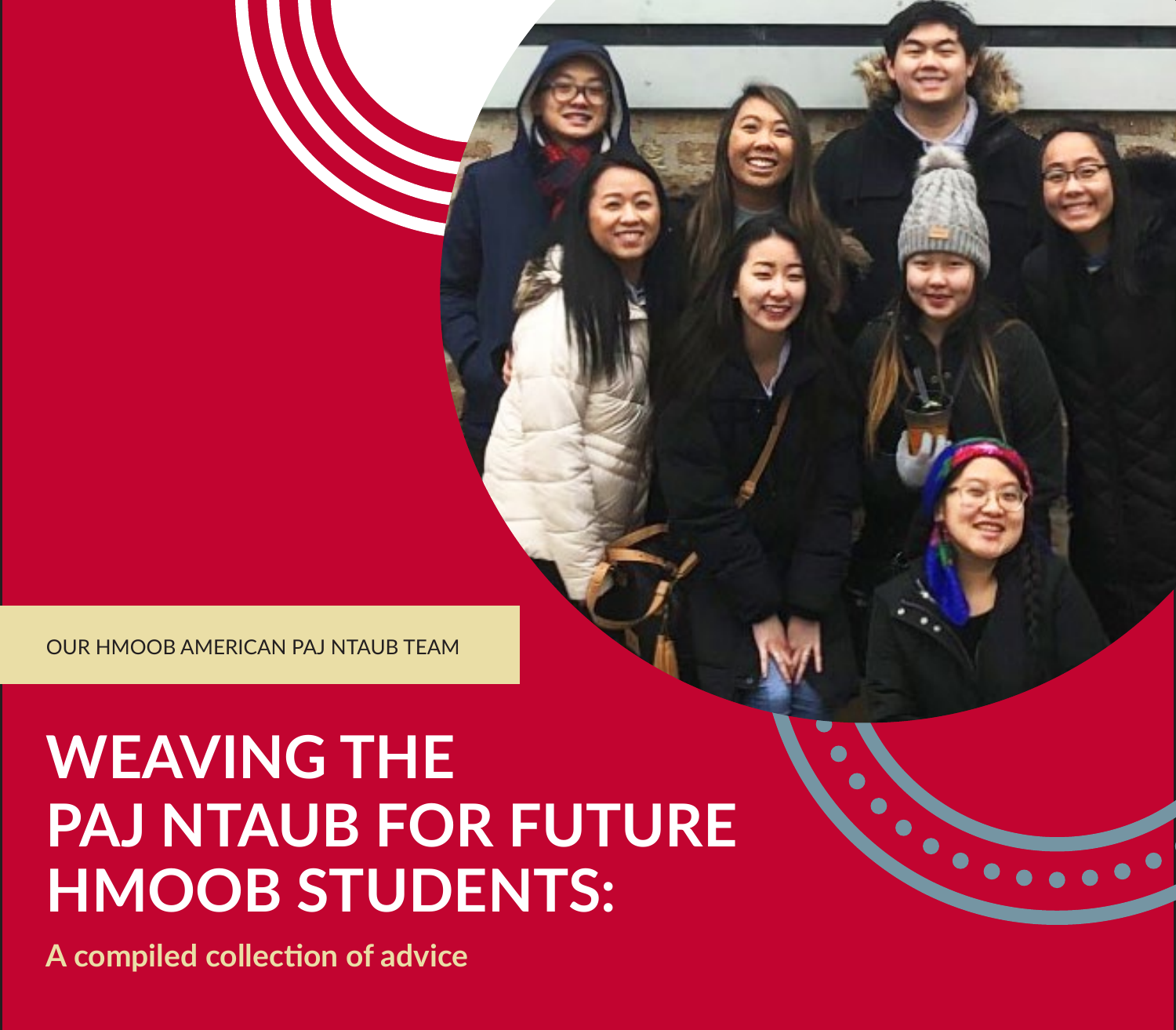OUR HMOOB AMERICAN PAJ NTAUB TEAM

# WEAVING THE PAJ NTAUB FOR FUTURE HMOOB STUDENTS:

A compiled collection of advice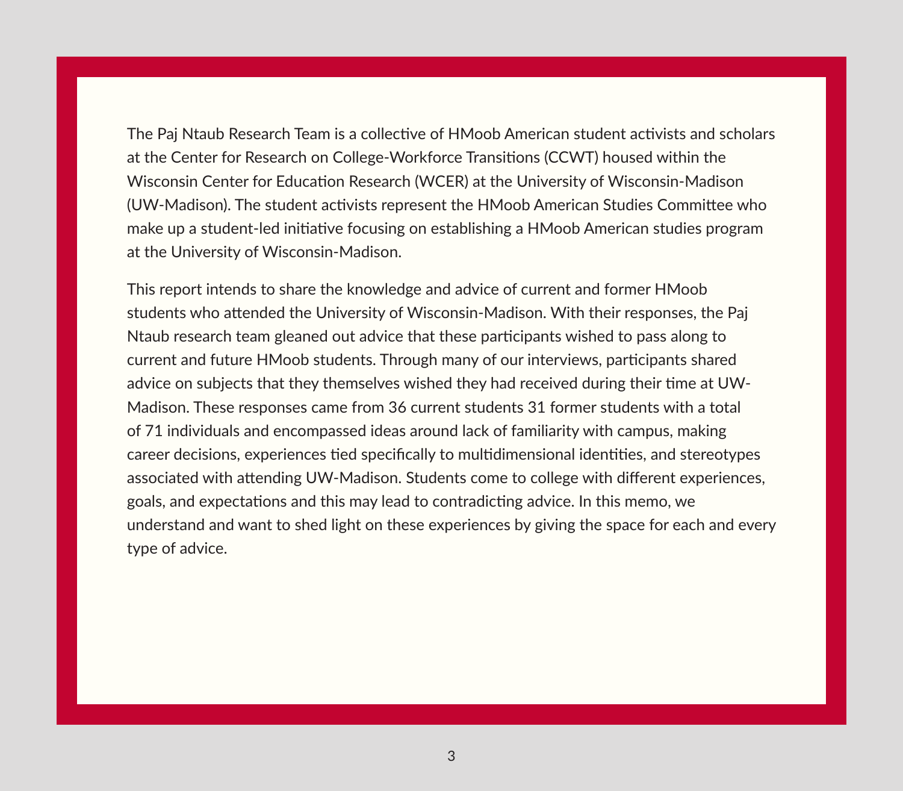The Paj Ntaub Research Team is a collective of HMoob American student activists and scholars at the Center for Research on College-Workforce Transitions (CCWT) housed within the Wisconsin Center for Education Research (WCER) at the University of Wisconsin-Madison (UW-Madison). The student activists represent the HMoob American Studies Committee who make up a student-led initiative focusing on establishing a HMoob American studies program at the University of Wisconsin-Madison.

This report intends to share the knowledge and advice of current and former HMoob students who attended the University of Wisconsin-Madison. With their responses, the Paj Ntaub research team gleaned out advice that these participants wished to pass along to current and future HMoob students. Through many of our interviews, participants shared advice on subjects that they themselves wished they had received during their time at UW-Madison. These responses came from 36 current students 31 former students with a total of 71 individuals and encompassed ideas around lack of familiarity with campus, making career decisions, experiences tied specifically to multidimensional identities, and stereotypes associated with attending UW-Madison. Students come to college with different experiences, goals, and expectations and this may lead to contradicting advice. In this memo, we understand and want to shed light on these experiences by giving the space for each and every type of advice.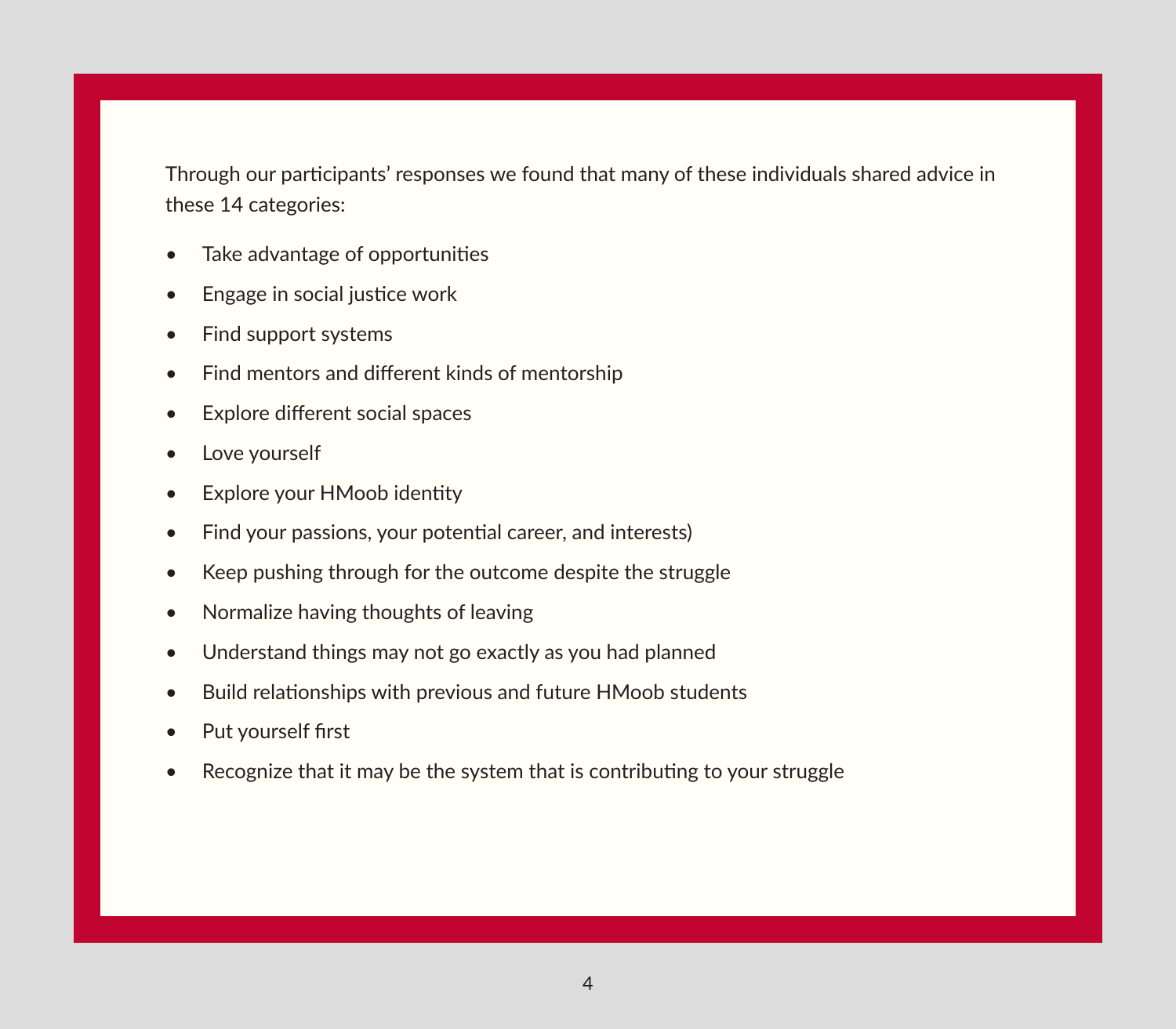Through our participants' responses we found that many of these individuals shared advice in these 14 categories:

- Take advantage of opportunities
- Engage in social justice work
- Find support systems
- Find mentors and different kinds of mentorship
- Explore different social spaces
- Love yourself
- Explore your HMoob identity
- Find your passions, your potential career, and interests)
- Keep pushing through for the outcome despite the struggle
- Normalize having thoughts of leaving
- Understand things may not go exactly as you had planned
- Build relationships with previous and future HMoob students
- Put yourself first
- Recognize that it may be the system that is contributing to your struggle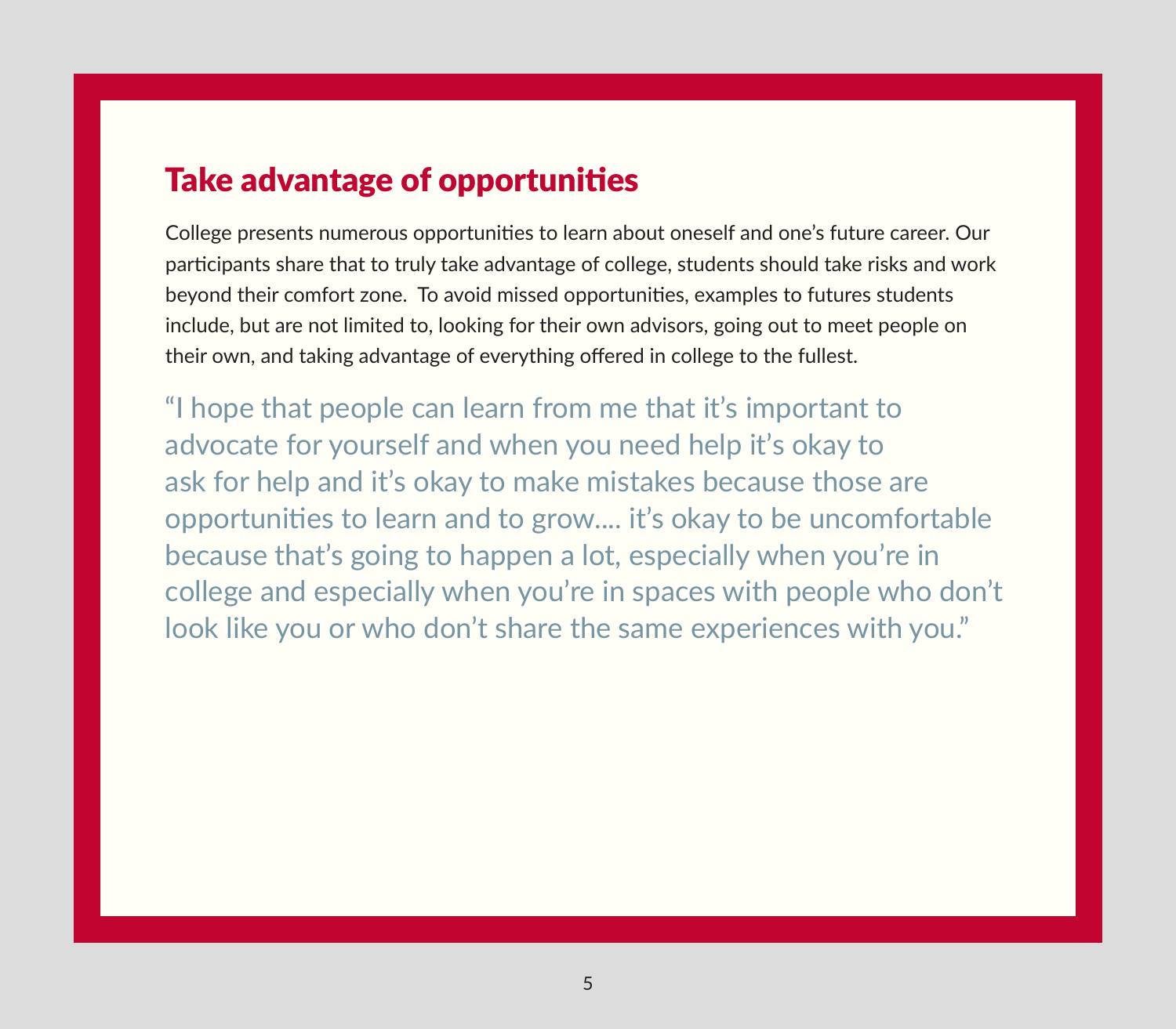## Take advantage of opportunities

College presents numerous opportunities to learn about oneself and one's future career. Our participants share that to truly take advantage of college, students should take risks and work beyond their comfort zone. To avoid missed opportunities, examples to futures students include, but are not limited to, looking for their own advisors, going out to meet people on their own, and taking advantage of everything offered in college to the fullest.

"I hope that people can learn from me that it's important to advocate for yourself and when you need help it's okay to ask for help and it's okay to make mistakes because those are opportunities to learn and to grow.... it's okay to be uncomfortable because that's going to happen a lot, especially when you're in college and especially when you're in spaces with people who don't look like you or who don't share the same experiences with you."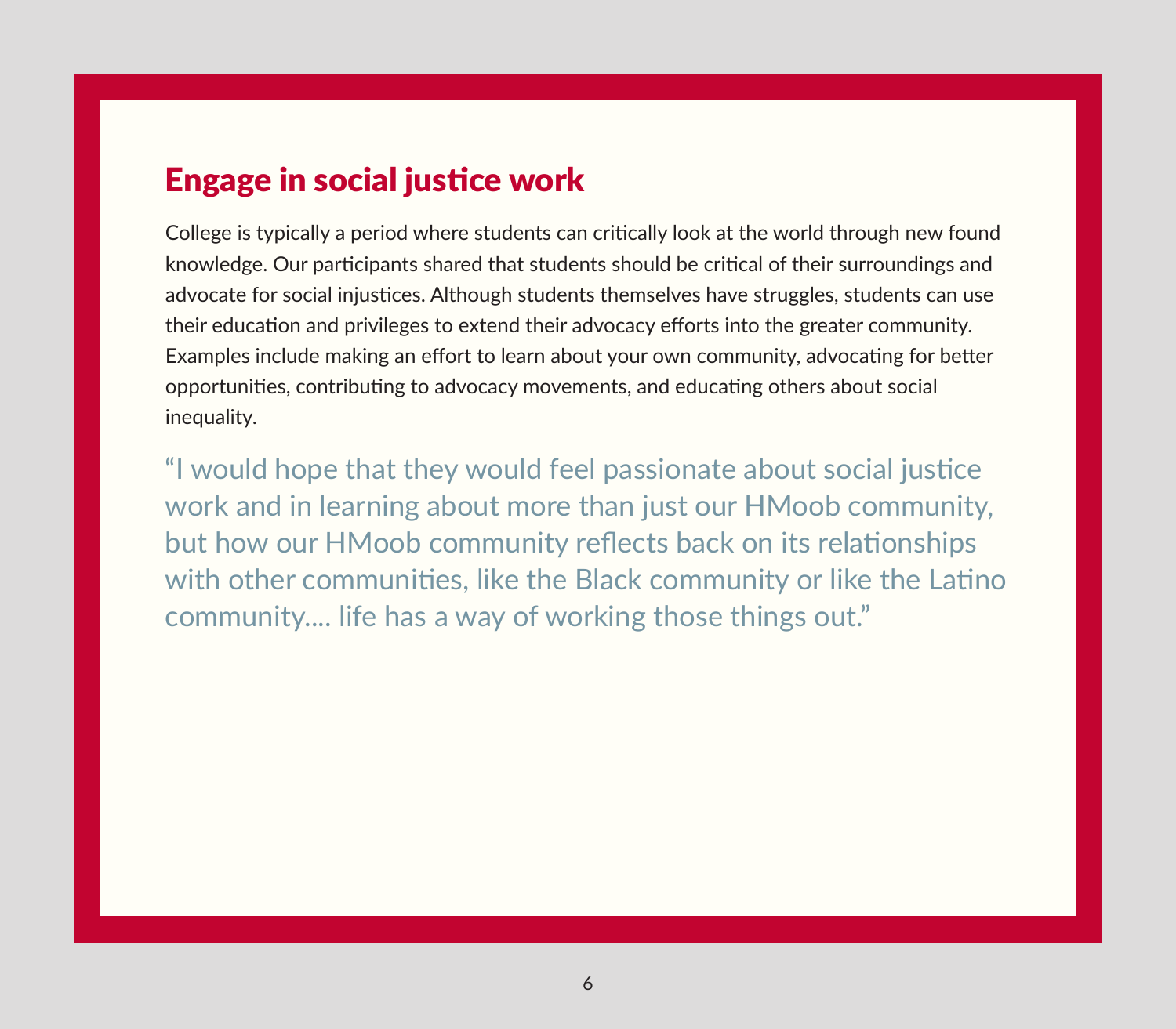## Engage in social justice work

College is typically a period where students can critically look at the world through new found knowledge. Our participants shared that students should be critical of their surroundings and advocate for social injustices. Although students themselves have struggles, students can use their education and privileges to extend their advocacy efforts into the greater community. Examples include making an effort to learn about your own community, advocating for better opportunities, contributing to advocacy movements, and educating others about social inequality.

> "I would hope that they would feel passionate about social justice work and in learning about more than just our HMoob community, but how our HMoob community reflects back on its relationships with other communities, like the Black community or like the Latino community.... life has a way of working those things out."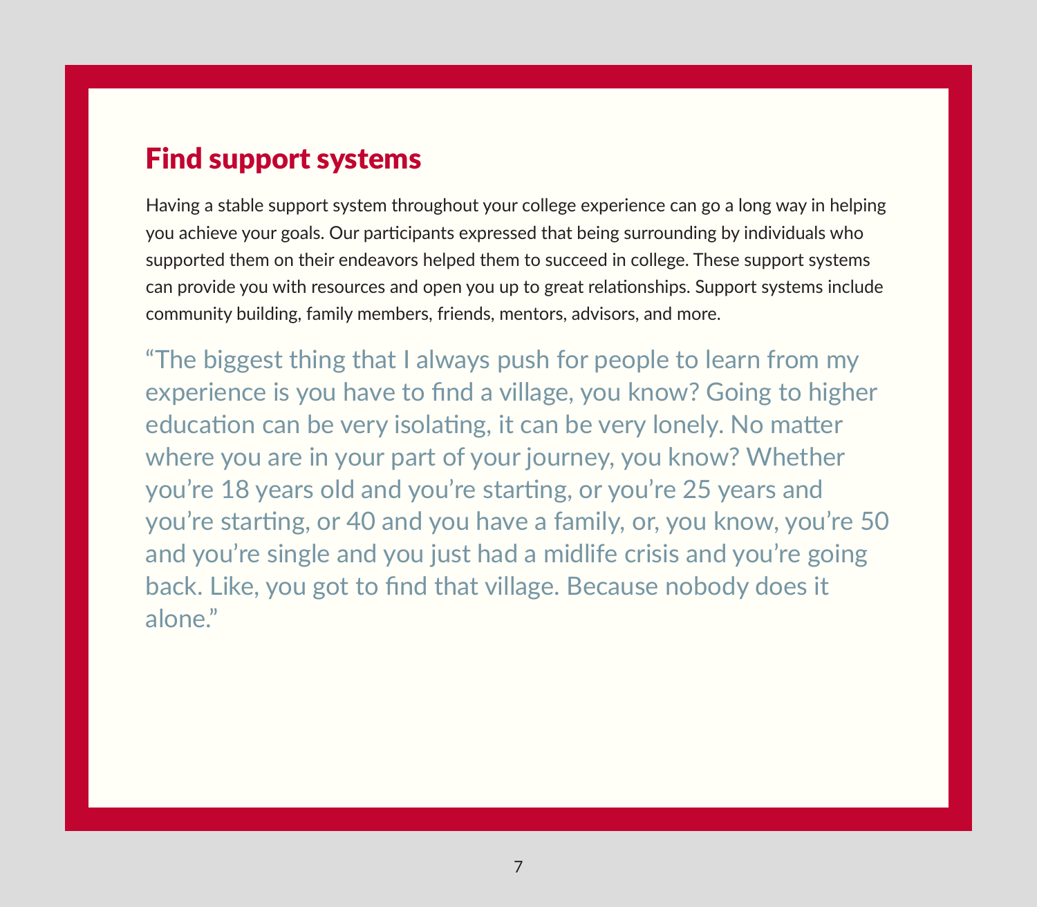## Find support systems

Having a stable support system throughout your college experience can go a long way in helping you achieve your goals. Our participants expressed that being surrounding by individuals who supported them on their endeavors helped them to succeed in college. These support systems can provide you with resources and open you up to great relationships. Support systems include community building, family members, friends, mentors, advisors, and more.

> "The biggest thing that I always push for people to learn from my experience is you have to find a village, you know? Going to higher education can be very isolating, it can be very lonely. No matter where you are in your part of your journey, you know? Whether you're 18 years old and you're starting, or you're 25 years and you're starting, or 40 and you have a family, or, you know, you're 50 and you're single and you just had a midlife crisis and you're going back. Like, you got to find that village. Because nobody does it alone."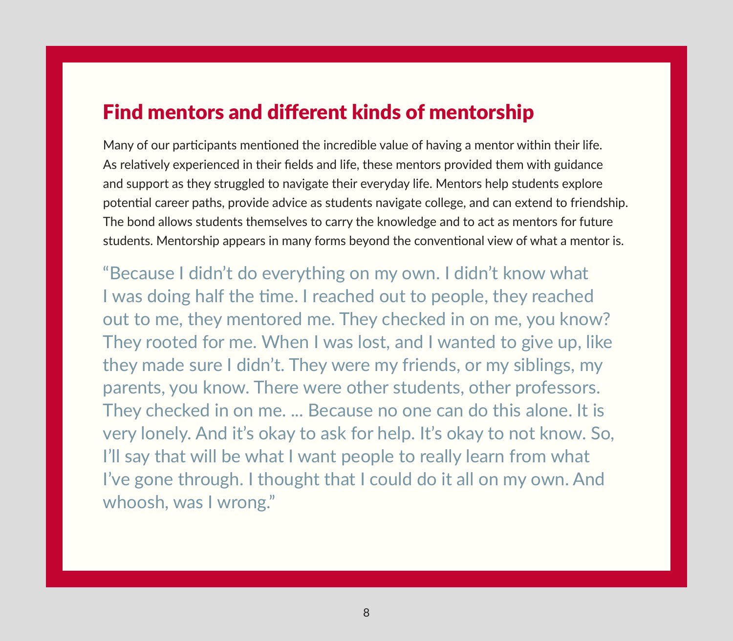## Find mentors and different kinds of mentorship

Many of our participants mentioned the incredible value of having a mentor within their life. As relatively experienced in their fields and life, these mentors provided them with guidance and support as they struggled to navigate their everyday life. Mentors help students explore potential career paths, provide advice as students navigate college, and can extend to friendship. The bond allows students themselves to carry the knowledge and to act as mentors for future students. Mentorship appears in many forms beyond the conventional view of what a mentor is.

> "Because I didn't do everything on my own. I didn't know what I was doing half the time. I reached out to people, they reached out to me, they mentored me. They checked in on me, you know? They rooted for me. When I was lost, and I wanted to give up, like they made sure I didn't. They were my friends, or my siblings, my parents, you know. There were other students, other professors. They checked in on me. ... Because no one can do this alone. It is very lonely. And it's okay to ask for help. It's okay to not know. So, I'll say that will be what I want people to really learn from what I've gone through. I thought that I could do it all on my own. And whoosh, was I wrong."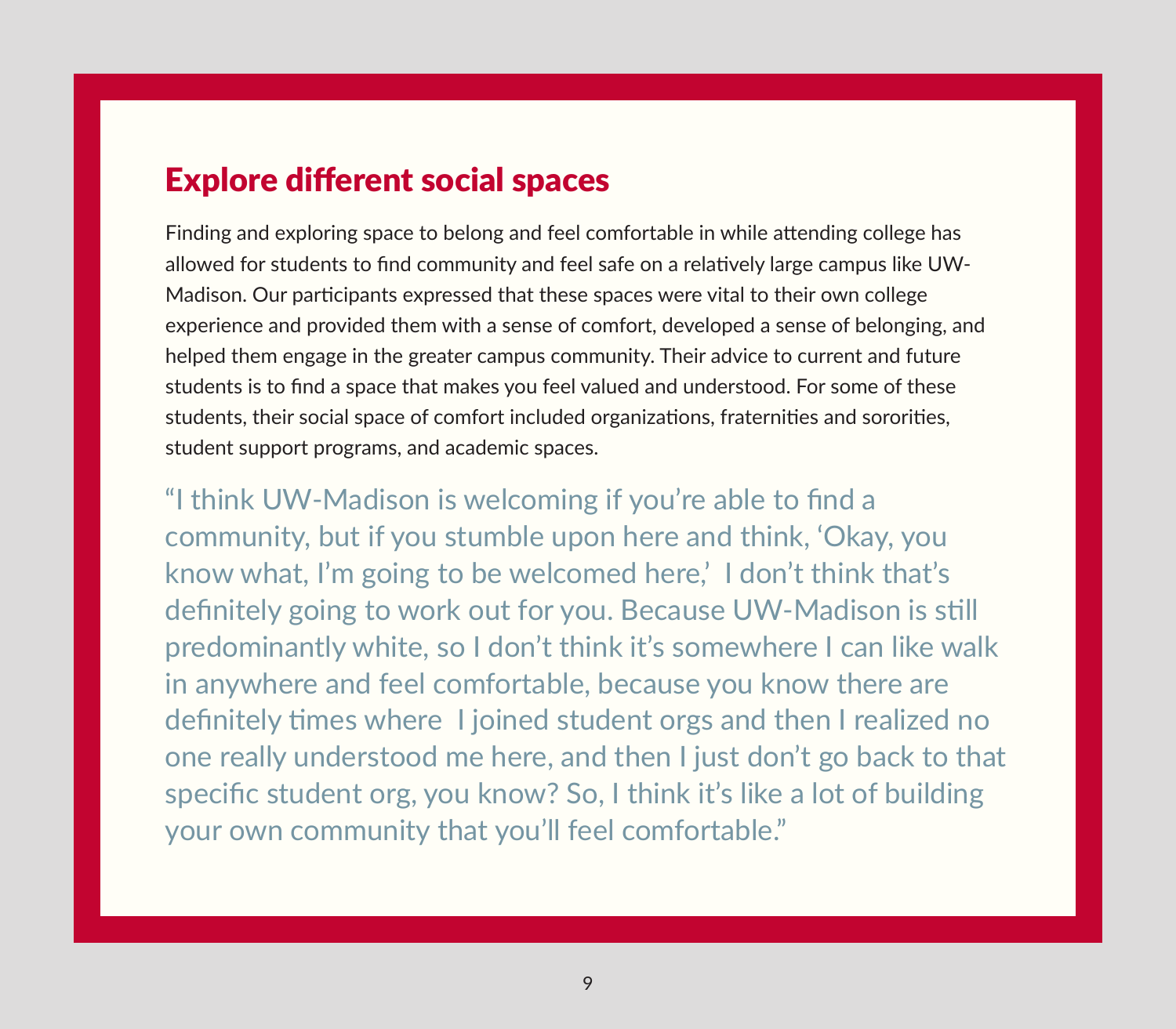## Explore different social spaces

Finding and exploring space to belong and feel comfortable in while attending college has allowed for students to find community and feel safe on a relatively large campus like UW-Madison. Our participants expressed that these spaces were vital to their own college experience and provided them with a sense of comfort, developed a sense of belonging, and helped them engage in the greater campus community. Their advice to current and future students is to find a space that makes you feel valued and understood. For some of these students, their social space of comfort included organizations, fraternities and sororities, student support programs, and academic spaces.

> "I think UW-Madison is welcoming if you're able to find a community, but if you stumble upon here and think, 'Okay, you know what, I'm going to be welcomed here,' I don't think that's definitely going to work out for you. Because UW-Madison is still predominantly white, so I don't think it's somewhere I can like walk in anywhere and feel comfortable, because you know there are definitely times where I joined student orgs and then I realized no one really understood me here, and then I just don't go back to that specific student org, you know? So, I think it's like a lot of building your own community that you'll feel comfortable."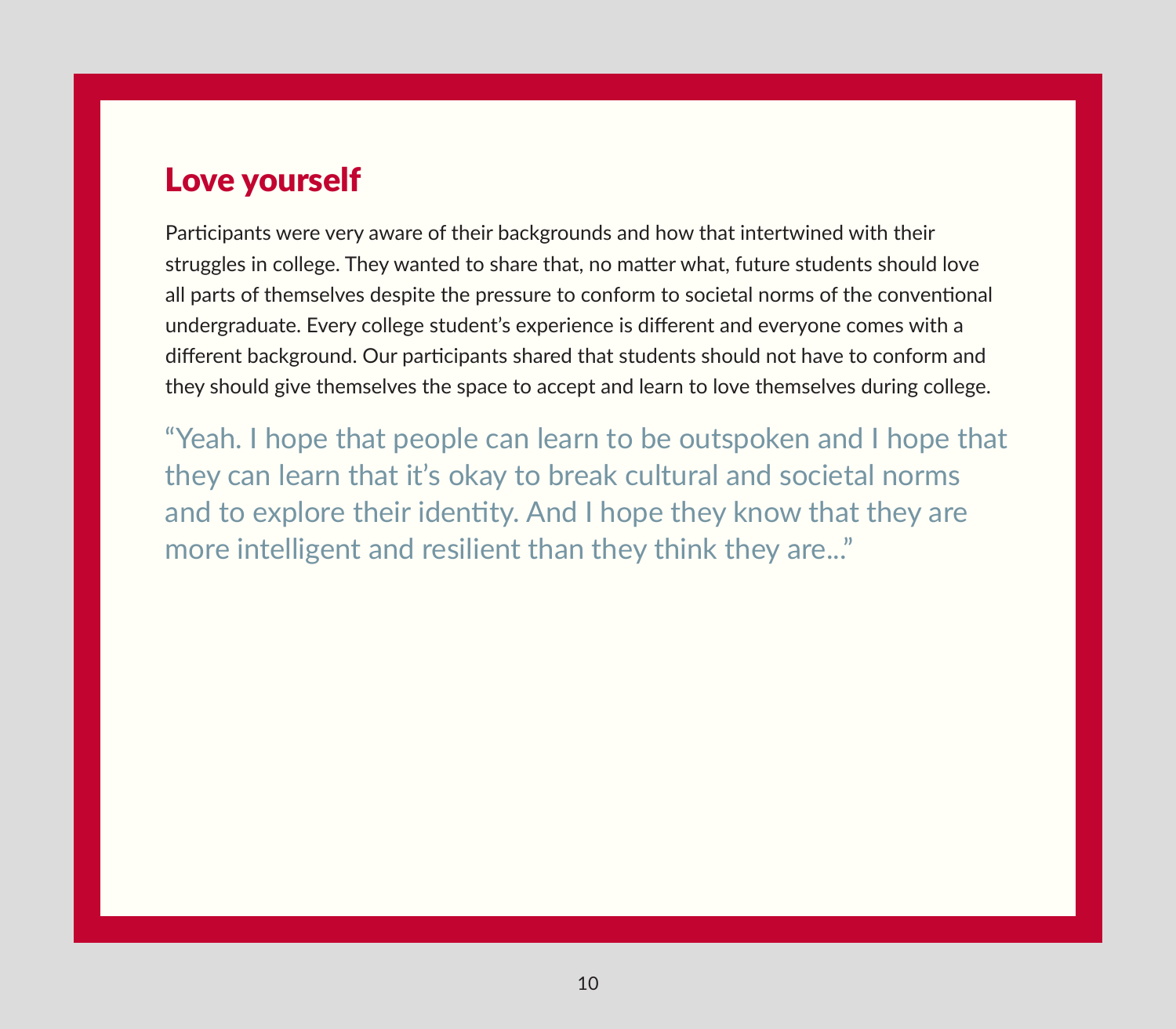## Love yourself

Participants were very aware of their backgrounds and how that intertwined with their struggles in college. They wanted to share that, no matter what, future students should love all parts of themselves despite the pressure to conform to societal norms of the conventional undergraduate. Every college student's experience is different and everyone comes with a different background. Our participants shared that students should not have to conform and they should give themselves the space to accept and learn to love themselves during college.

> "Yeah. I hope that people can learn to be outspoken and I hope that they can learn that it's okay to break cultural and societal norms and to explore their identity. And I hope they know that they are more intelligent and resilient than they think they are..."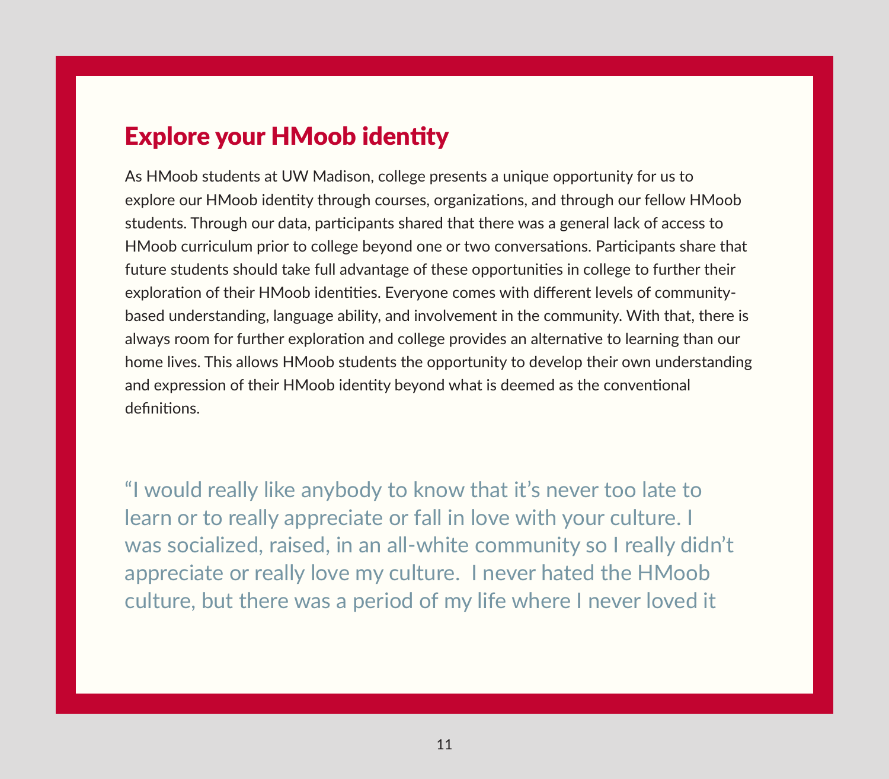## Explore your HMoob identity

As HMoob students at UW Madison, college presents a unique opportunity for us to explore our HMoob identity through courses, organizations, and through our fellow HMoob students. Through our data, participants shared that there was a general lack of access to HMoob curriculum prior to college beyond one or two conversations. Participants share that future students should take full advantage of these opportunities in college to further their exploration of their HMoob identities. Everyone comes with different levels of community-based understanding, language ability, and involvement in the community. With that, there is always room for further exploration and college provides an alternative to learning than our home lives. This allows HMoob students the opportunity to develop their own understanding and expression of their HMoob identity beyond what is deemed as the conventional definitions.

> "I would really like anybody to know that it's never too late to learn or to really appreciate or fall in love with your culture. I was socialized, raised, in an all-white community so I really didn't appreciate or really love my culture. I never hated the HMoob culture, but there was a period of my life where I never loved it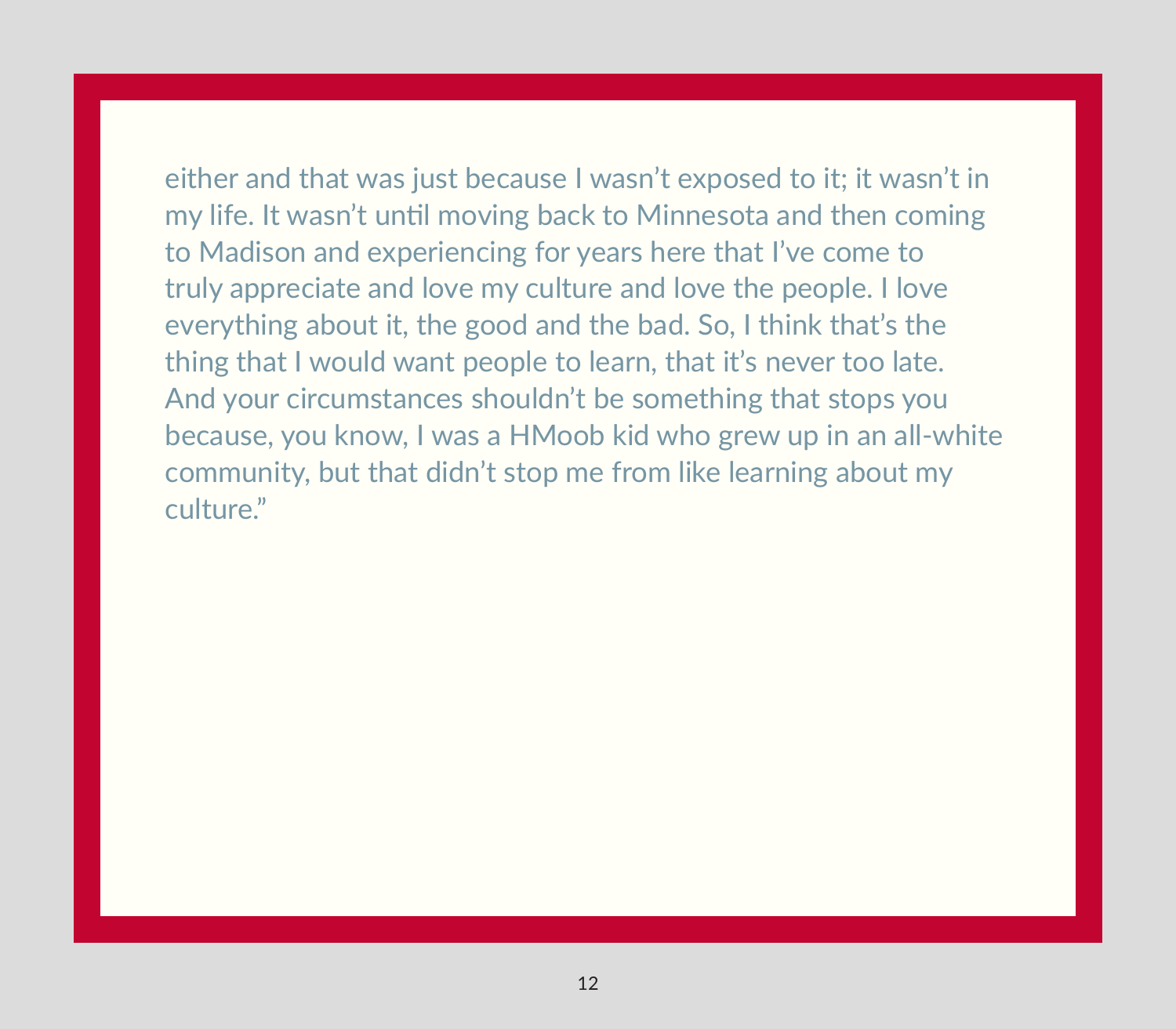either and that was just because I wasn't exposed to it; it wasn't in my life. It wasn't until moving back to Minnesota and then coming to Madison and experiencing for years here that I've come to truly appreciate and love my culture and love the people. I love everything about it, the good and the bad. So, I think that's the thing that I would want people to learn, that it's never too late. And your circumstances shouldn't be something that stops you because, you know, I was a HMoob kid who grew up in an all-white community, but that didn't stop me from like learning about my culture."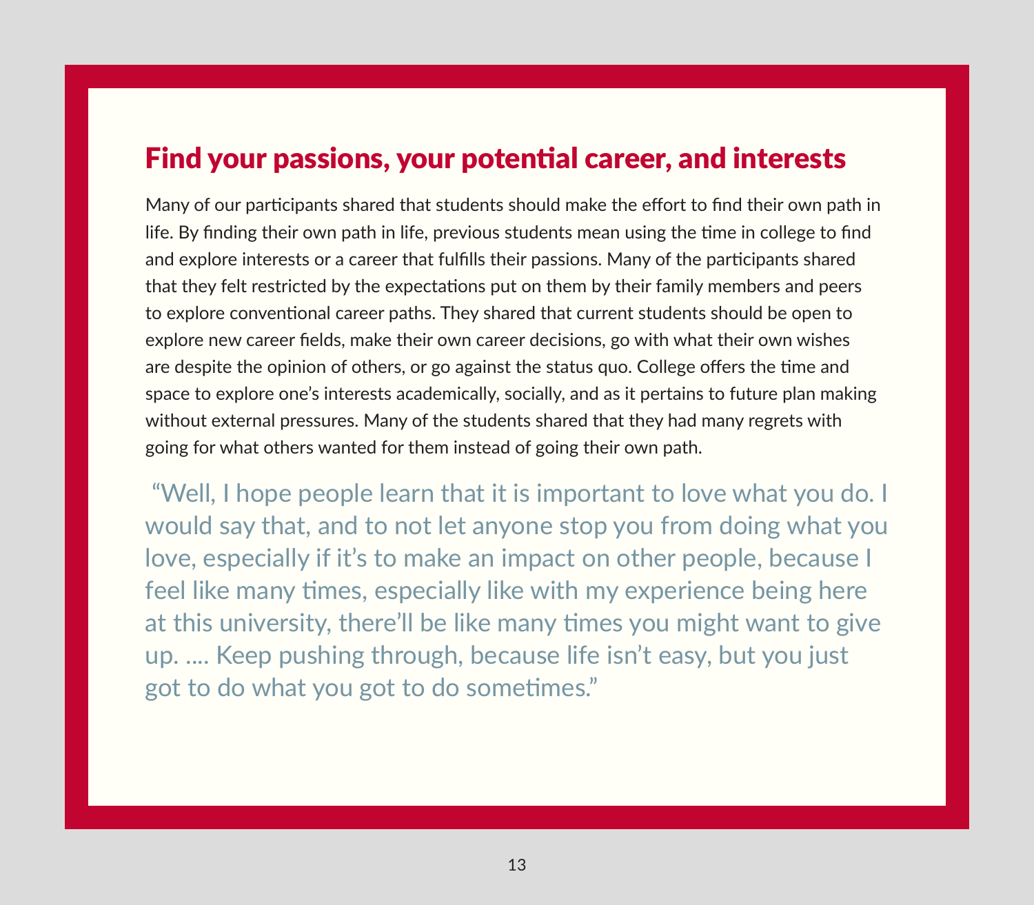## Find your passions, your potential career, and interests

Many of our participants shared that students should make the effort to find their own path in life. By finding their own path in life, previous students mean using the time in college to find and explore interests or a career that fulfills their passions. Many of the participants shared that they felt restricted by the expectations put on them by their family members and peers to explore conventional career paths. They shared that current students should be open to explore new career fields, make their own career decisions, go with what their own wishes are despite the opinion of others, or go against the status quo. College offers the time and space to explore one's interests academically, socially, and as it pertains to future plan making without external pressures. Many of the students shared that they had many regrets with going for what others wanted for them instead of going their own path.

> "Well, I hope people learn that it is important to love what you do. I would say that, and to not let anyone stop you from doing what you love, especially if it's to make an impact on other people, because I feel like many times, especially like with my experience being here at this university, there'll be like many times you might want to give up. .... Keep pushing through, because life isn't easy, but you just got to do what you got to do sometimes."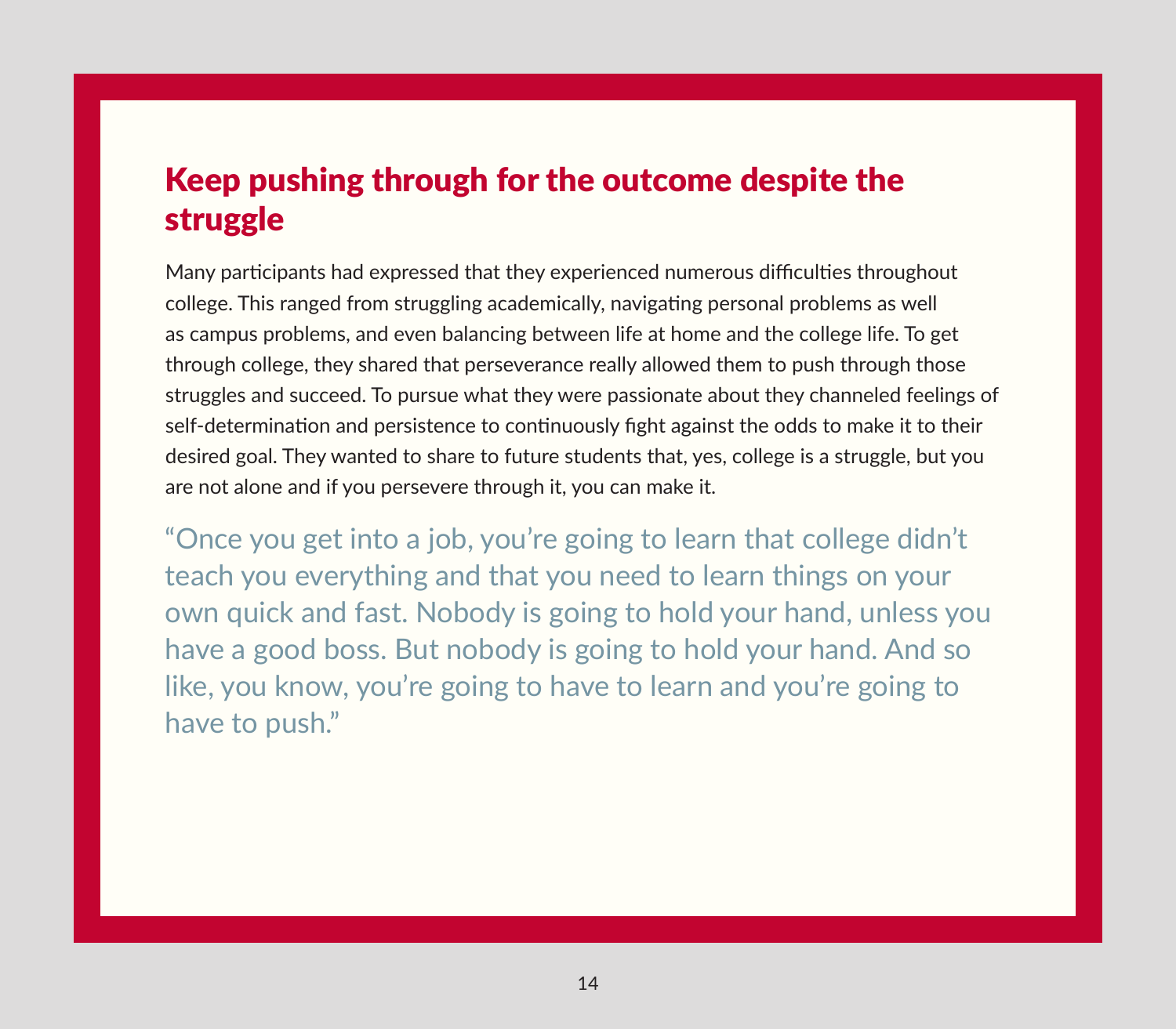## Keep pushing through for the outcome despite the struggle

Many participants had expressed that they experienced numerous difficulties throughout college. This ranged from struggling academically, navigating personal problems as well as campus problems, and even balancing between life at home and the college life. To get through college, they shared that perseverance really allowed them to push through those struggles and succeed. To pursue what they were passionate about they channeled feelings of self-determination and persistence to continuously fight against the odds to make it to their desired goal. They wanted to share to future students that, yes, college is a struggle, but you are not alone and if you persevere through it, you can make it.

> "Once you get into a job, you're going to learn that college didn't teach you everything and that you need to learn things on your own quick and fast. Nobody is going to hold your hand, unless you have a good boss. But nobody is going to hold your hand. And so like, you know, you're going to have to learn and you're going to have to push."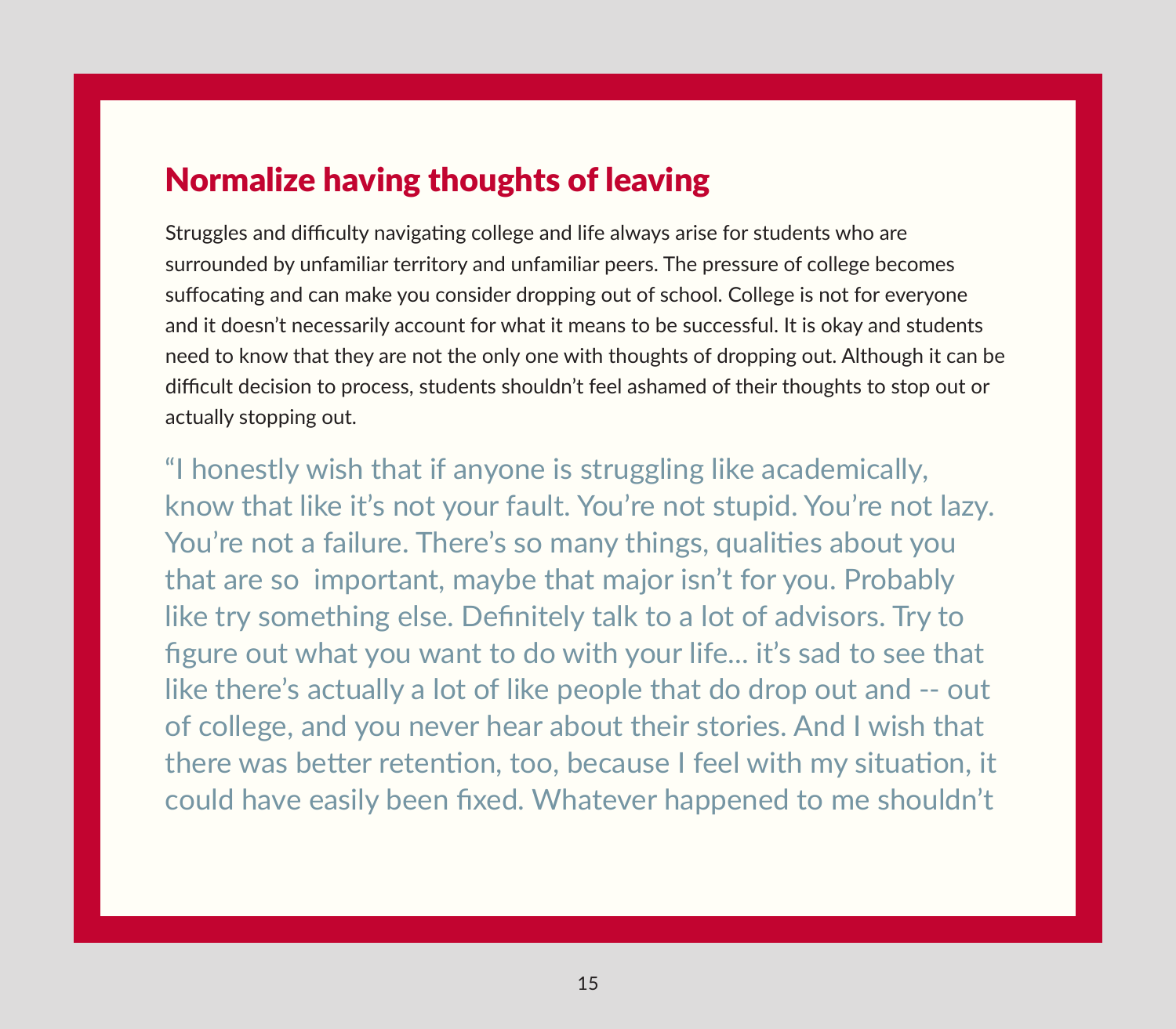## Normalize having thoughts of leaving

Struggles and difficulty navigating college and life always arise for students who are surrounded by unfamiliar territory and unfamiliar peers. The pressure of college becomes suffocating and can make you consider dropping out of school. College is not for everyone and it doesn't necessarily account for what it means to be successful. It is okay and students need to know that they are not the only one with thoughts of dropping out. Although it can be difficult decision to process, students shouldn't feel ashamed of their thoughts to stop out or actually stopping out.

"I honestly wish that if anyone is struggling like academically, know that like it's not your fault. You're not stupid. You're not lazy. You're not a failure. There's so many things, qualities about you that are so important, maybe that major isn't for you. Probably like try something else. Definitely talk to a lot of advisors. Try to figure out what you want to do with your life... it's sad to see that like there's actually a lot of like people that do drop out and -- out of college, and you never hear about their stories. And I wish that there was better retention, too, because I feel with my situation, it could have easily been fixed. Whatever happened to me shouldn't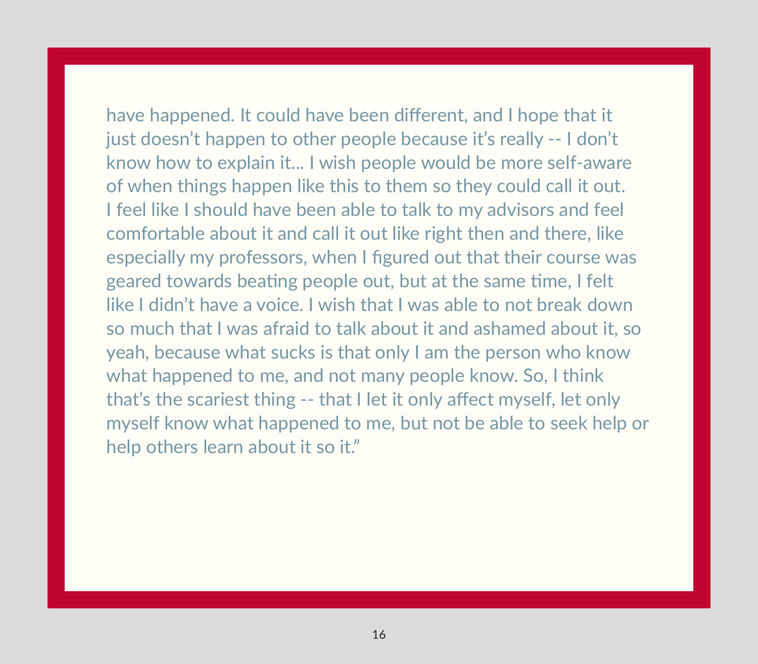have happened. It could have been different, and I hope that it just doesn't happen to other people because it's really -- I don't know how to explain it... I wish people would be more self-aware of when things happen like this to them so they could call it out. I feel like I should have been able to talk to my advisors and feel comfortable about it and call it out like right then and there, like especially my professors, when I figured out that their course was geared towards beating people out, but at the same time, I felt like I didn't have a voice. I wish that I was able to not break down so much that I was afraid to talk about it and ashamed about it, so yeah, because what sucks is that only I am the person who know what happened to me, and not many people know. So, I think that's the scariest thing -- that I let it only affect myself, let only myself know what happened to me, but not be able to seek help or help others learn about it so it."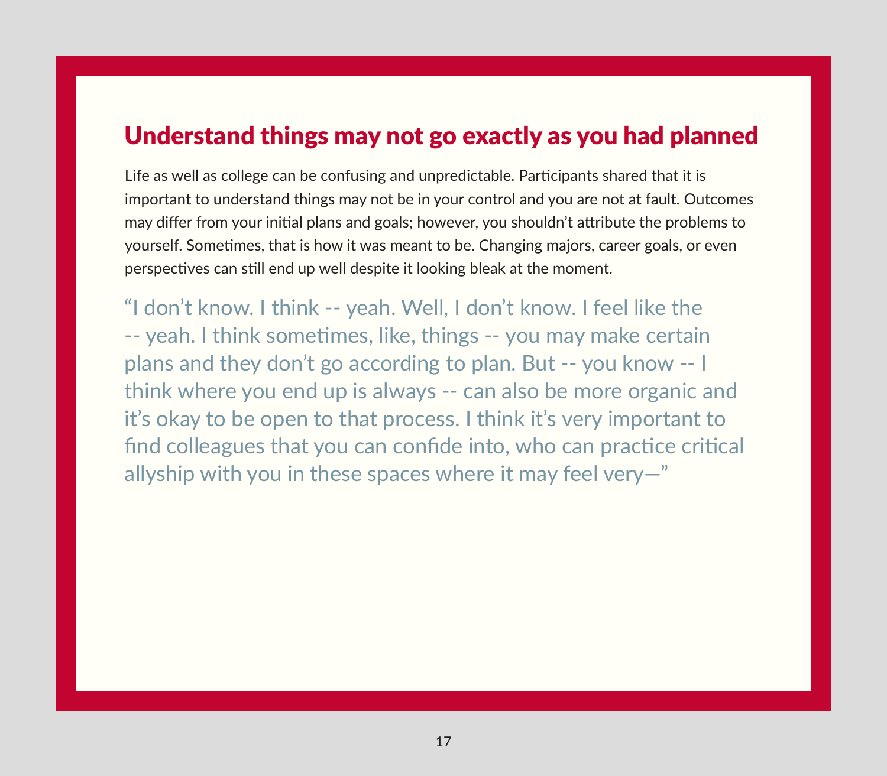## Understand things may not go exactly as you had planned

Life as well as college can be confusing and unpredictable. Participants shared that it is important to understand things may not be in your control and you are not at fault. Outcomes may differ from your initial plans and goals; however, you shouldn't attribute the problems to yourself. Sometimes, that is how it was meant to be. Changing majors, career goals, or even perspectives can still end up well despite it looking bleak at the moment.

> "I don't know. I think -- yeah. Well, I don't know. I feel like the -- yeah. I think sometimes, like, things -- you may make certain plans and they don't go according to plan. But -- you know -- I think where you end up is always -- can also be more organic and it's okay to be open to that process. I think it's very important to find colleagues that you can confide into, who can practice critical allyship with you in these spaces where it may feel very—"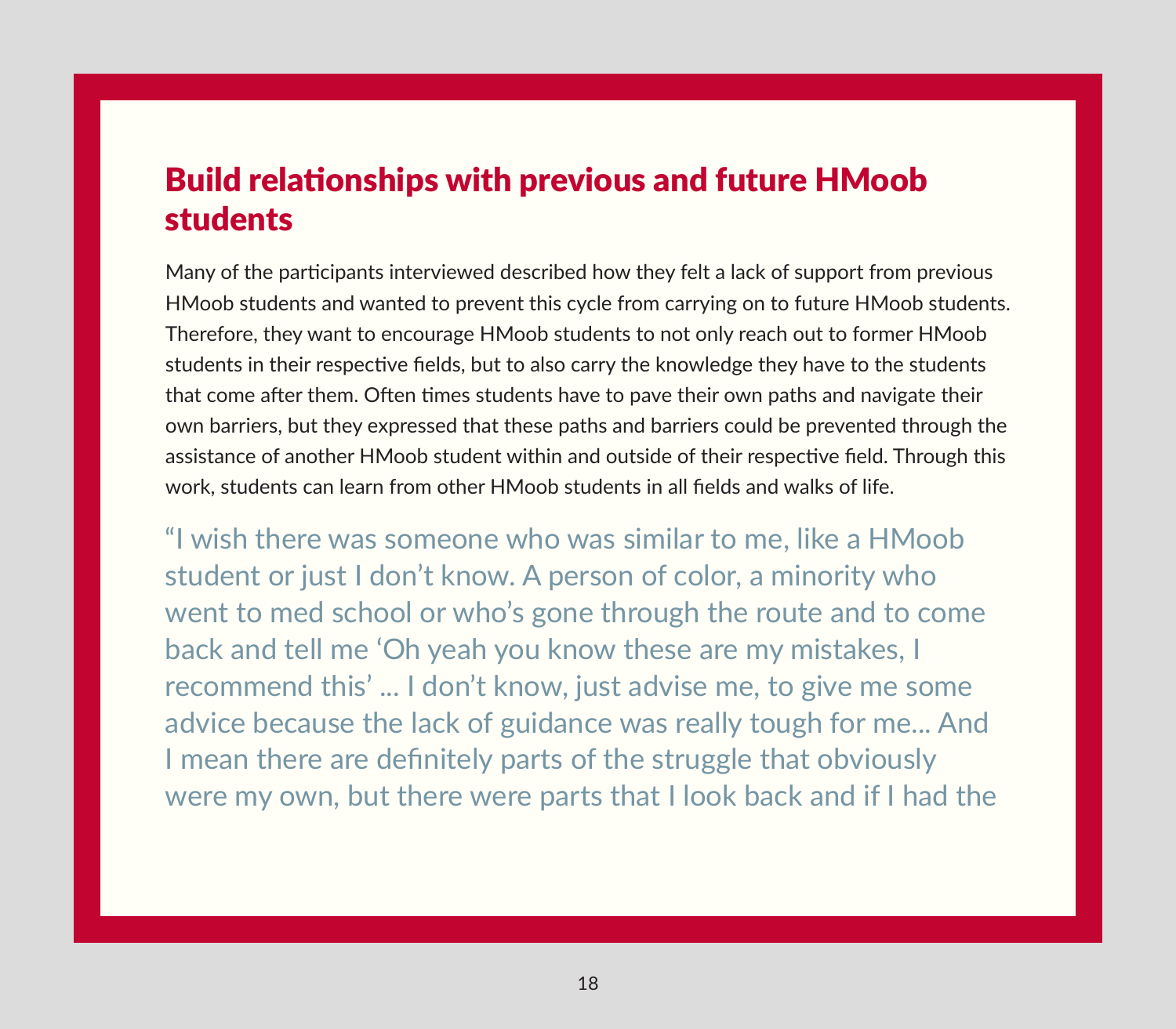## Build relationships with previous and future HMoob students

Many of the participants interviewed described how they felt a lack of support from previous HMoob students and wanted to prevent this cycle from carrying on to future HMoob students. Therefore, they want to encourage HMoob students to not only reach out to former HMoob students in their respective fields, but to also carry the knowledge they have to the students that come after them. Often times students have to pave their own paths and navigate their own barriers, but they expressed that these paths and barriers could be prevented through the assistance of another HMoob student within and outside of their respective field. Through this work, students can learn from other HMoob students in all fields and walks of life.

> "I wish there was someone who was similar to me, like a HMoob student or just I don't know. A person of color, a minority who went to med school or who's gone through the route and to come back and tell me 'Oh yeah you know these are my mistakes, I recommend this' ... I don't know, just advise me, to give me some advice because the lack of guidance was really tough for me... And I mean there are definitely parts of the struggle that obviously were my own, but there were parts that I look back and if I had the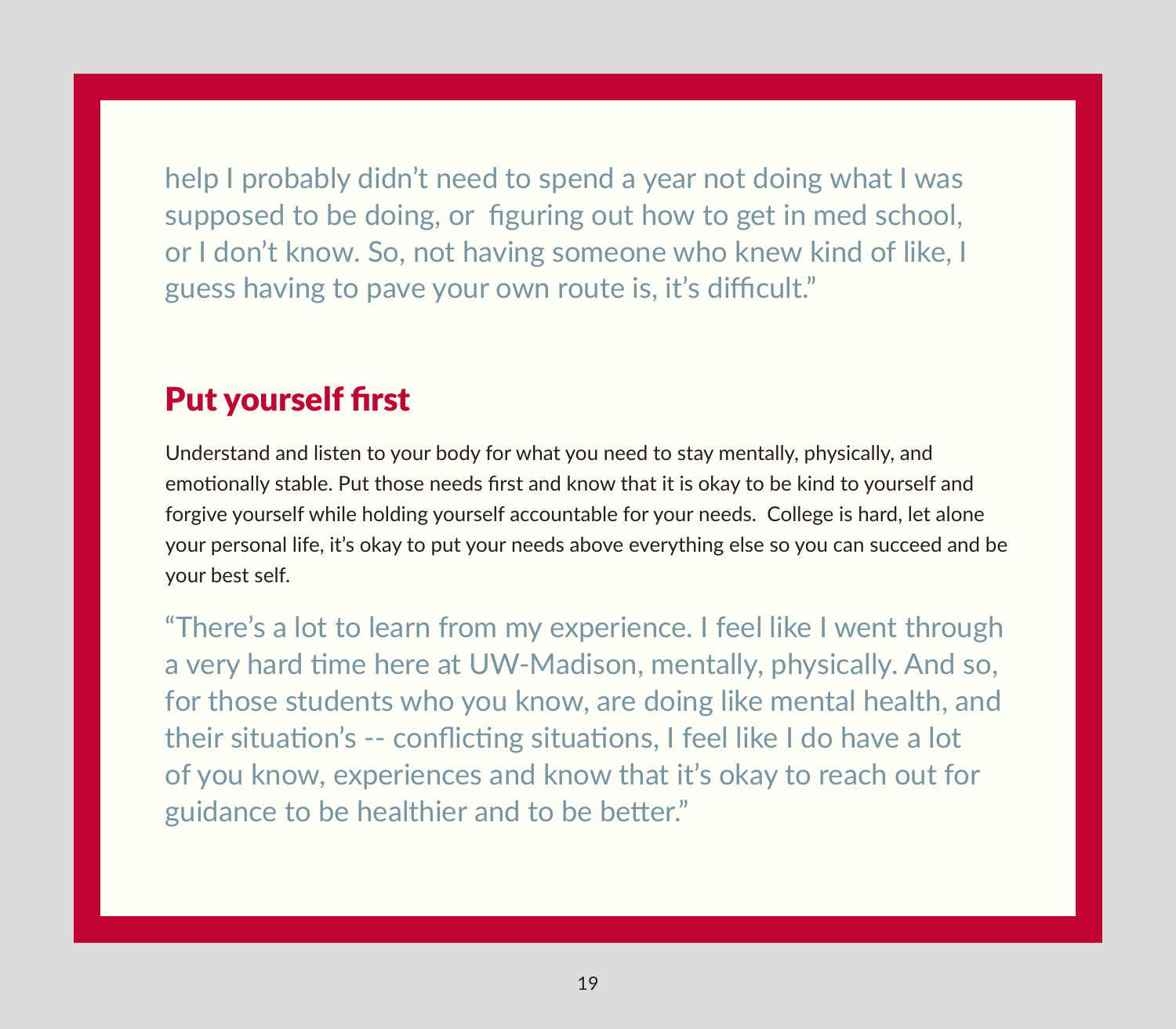help I probably didn't need to spend a year not doing what I was supposed to be doing, or figuring out how to get in med school, or I don't know. So, not having someone who knew kind of like, I guess having to pave your own route is, it's difficult."

## Put yourself first

Understand and listen to your body for what you need to stay mentally, physically, and emotionally stable. Put those needs first and know that it is okay to be kind to yourself and forgive yourself while holding yourself accountable for your needs. College is hard, let alone your personal life, it's okay to put your needs above everything else so you can succeed and be your best self.

"There's a lot to learn from my experience. I feel like I went through a very hard time here at UW-Madison, mentally, physically. And so, for those students who you know, are doing like mental health, and their situation's -- conflicting situations, I feel like I do have a lot of you know, experiences and know that it's okay to reach out for guidance to be healthier and to be better."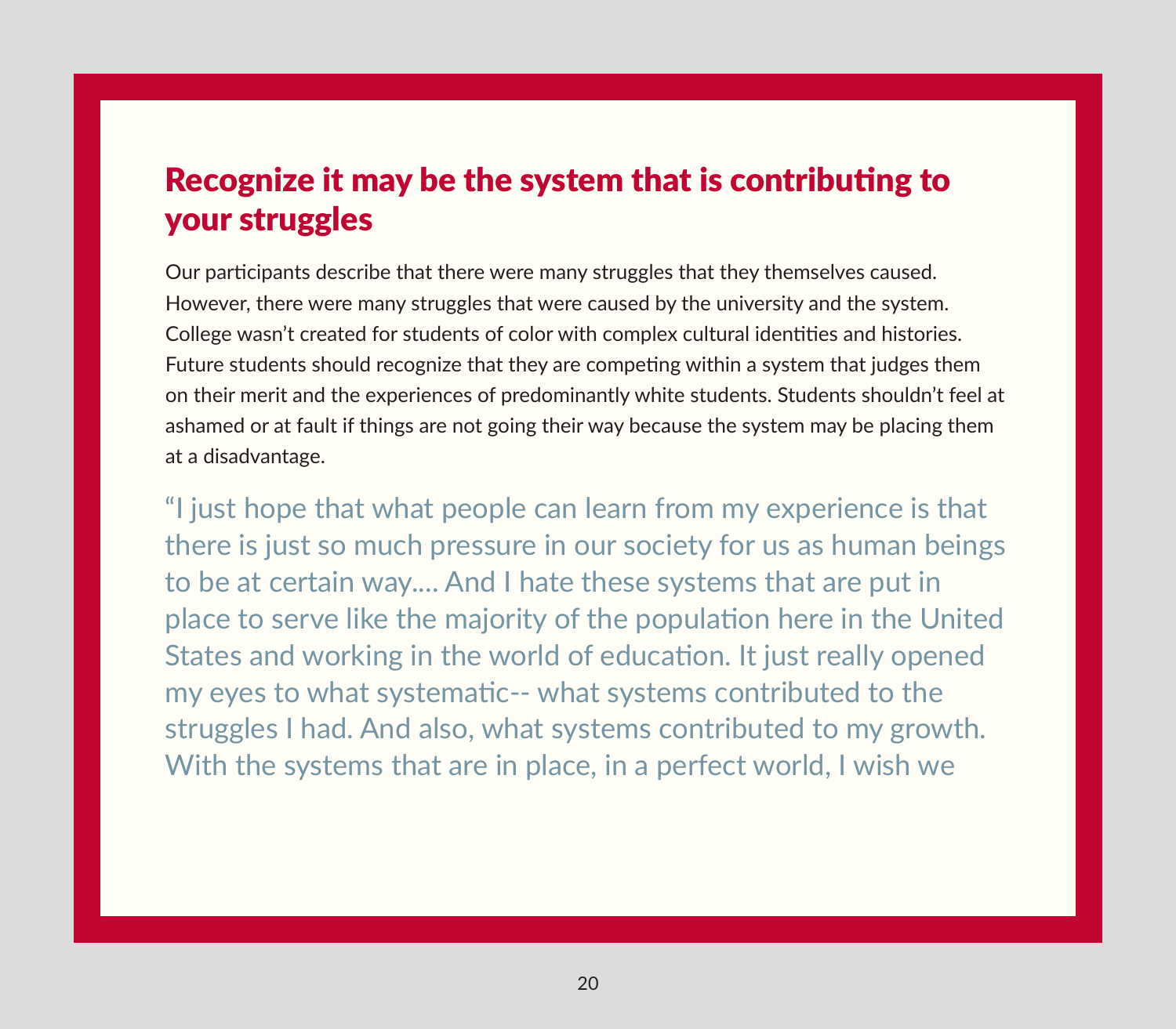## Recognize it may be the system that is contributing to your struggles

Our participants describe that there were many struggles that they themselves caused. However, there were many struggles that were caused by the university and the system. College wasn't created for students of color with complex cultural identities and histories. Future students should recognize that they are competing within a system that judges them on their merit and the experiences of predominantly white students. Students shouldn't feel at ashamed or at fault if things are not going their way because the system may be placing them at a disadvantage.

"I just hope that what people can learn from my experience is that there is just so much pressure in our society for us as human beings to be at certain way.... And I hate these systems that are put in place to serve like the majority of the population here in the United States and working in the world of education. It just really opened my eyes to what systematic-- what systems contributed to the struggles I had. And also, what systems contributed to my growth. With the systems that are in place, in a perfect world, I wish we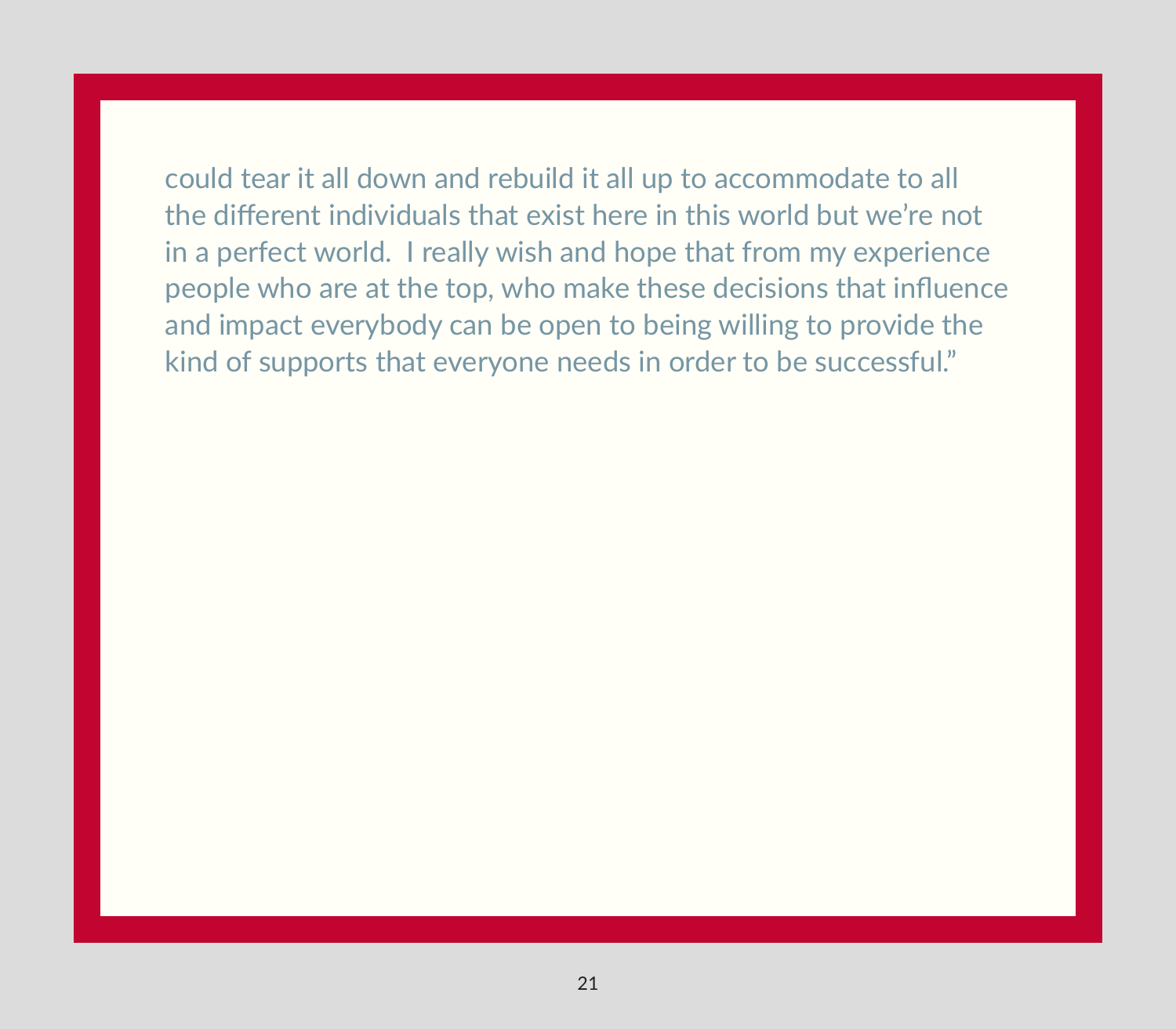could tear it all down and rebuild it all up to accommodate to all the different individuals that exist here in this world but we’re not in a perfect world.  I really wish and hope that from my experience people who are at the top, who make these decisions that influence and impact everybody can be open to being willing to provide the kind of supports that everyone needs in order to be successful.”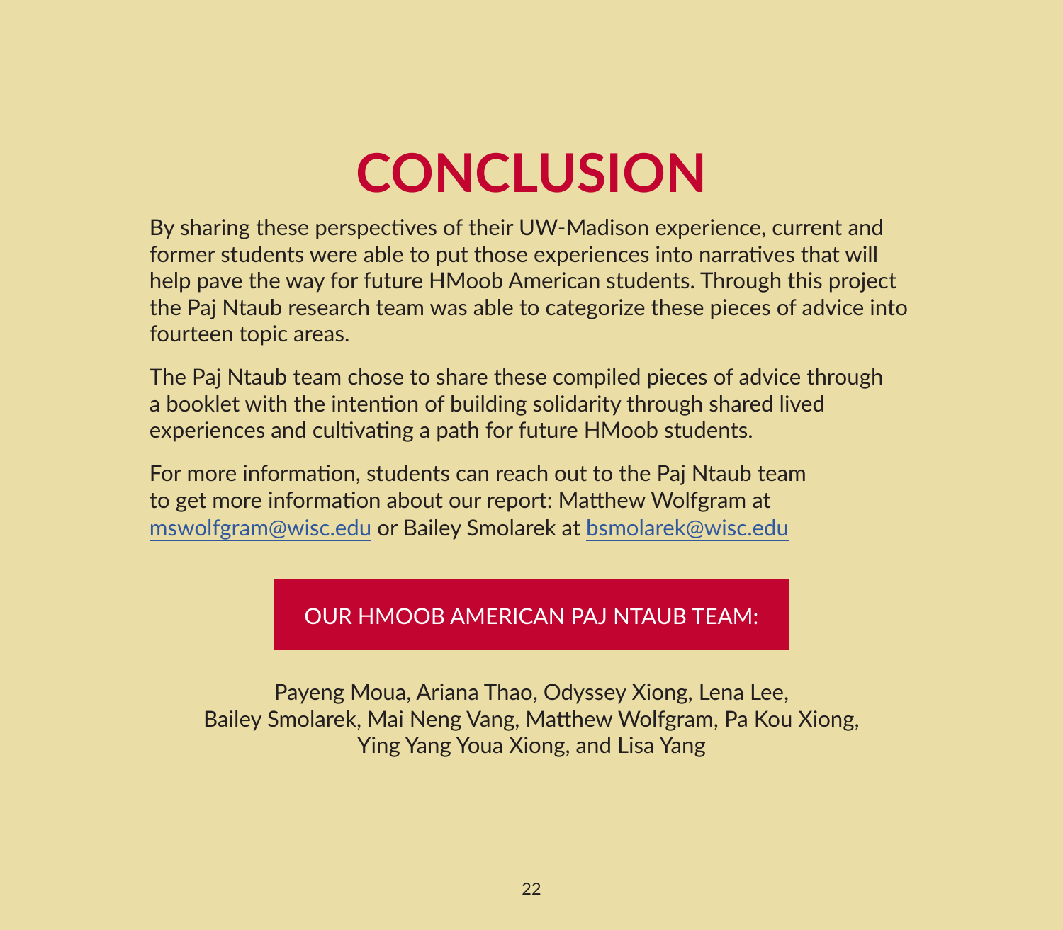# CONCLUSION

By sharing these perspectives of their UW-Madison experience, current and former students were able to put those experiences into narratives that will help pave the way for future HMoob American students. Through this project the Paj Ntaub research team was able to categorize these pieces of advice into fourteen topic areas.

The Paj Ntaub team chose to share these compiled pieces of advice through a booklet with the intention of building solidarity through shared lived experiences and cultivating a path for future HMoob students.

For more information, students can reach out to the Paj Ntaub team to get more information about our report: Matthew Wolfgram at mswolfgram@wisc.edu or Bailey Smolarek at bsmolarek@wisc.edu

## OUR HMOOB AMERICAN PAJ NTAUB TEAM:

Payeng Moua, Ariana Thao, Odyssey Xiong, Lena Lee, Bailey Smolarek, Mai Neng Vang, Matthew Wolfgram, Pa Kou Xiong, Ying Yang Youa Xiong, and Lisa Yang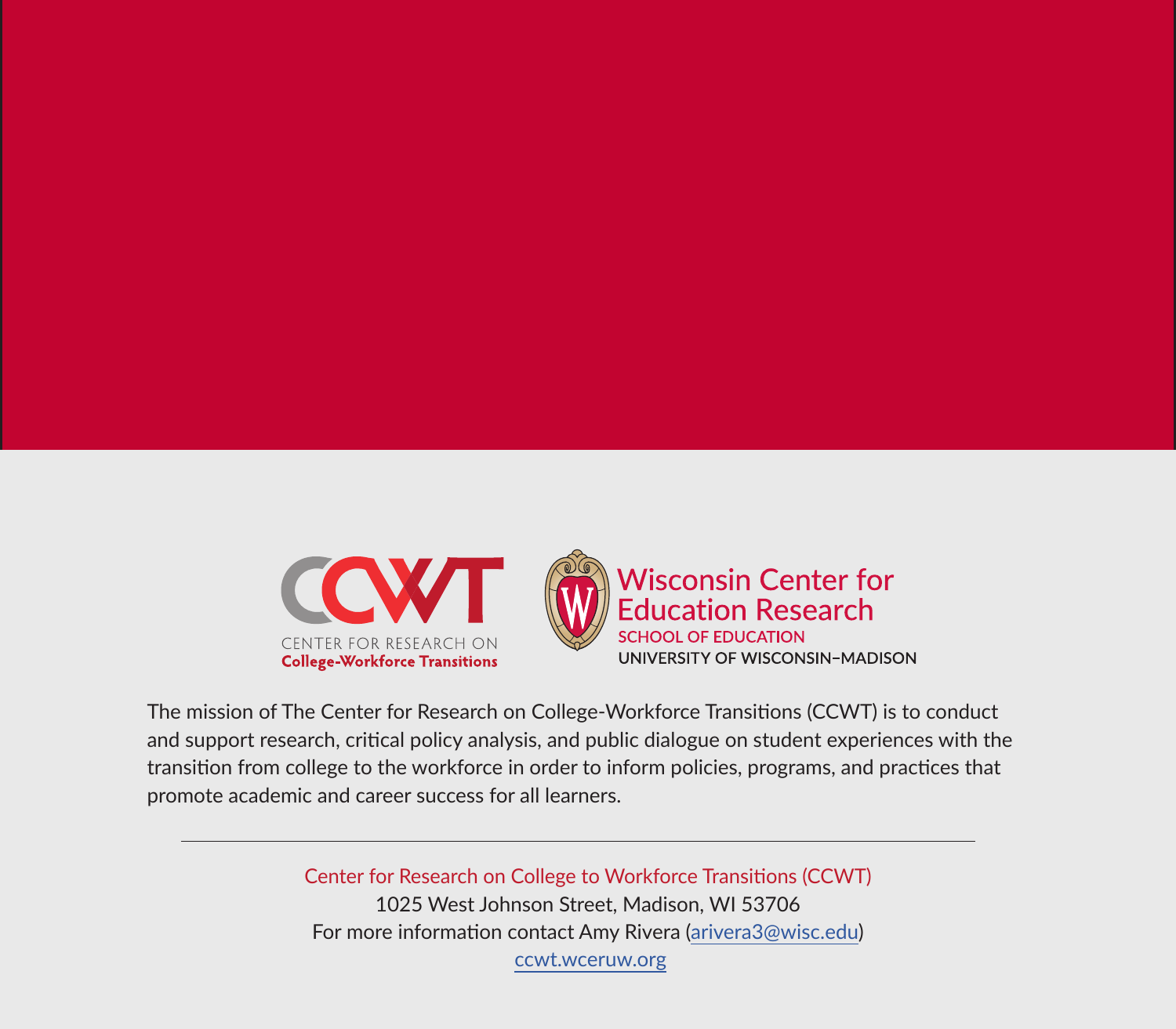CCWT

CENTER FOR RESEARCH ON
**College-Workforce Transitions**

Wisconsin Center for Education Research
SCHOOL OF EDUCATION
UNIVERSITY OF WISCONSIN–MADISON

The mission of The Center for Research on College-Workforce Transitions (CCWT) is to conduct and support research, critical policy analysis, and public dialogue on student experiences with the transition from college to the workforce in order to inform policies, programs, and practices that promote academic and career success for all learners.

---

Center for Research on College to Workforce Transitions (CCWT)
1025 West Johnson Street, Madison, WI 53706
For more information contact Amy Rivera (arivera3@wisc.edu)
ccwt.wceruw.org